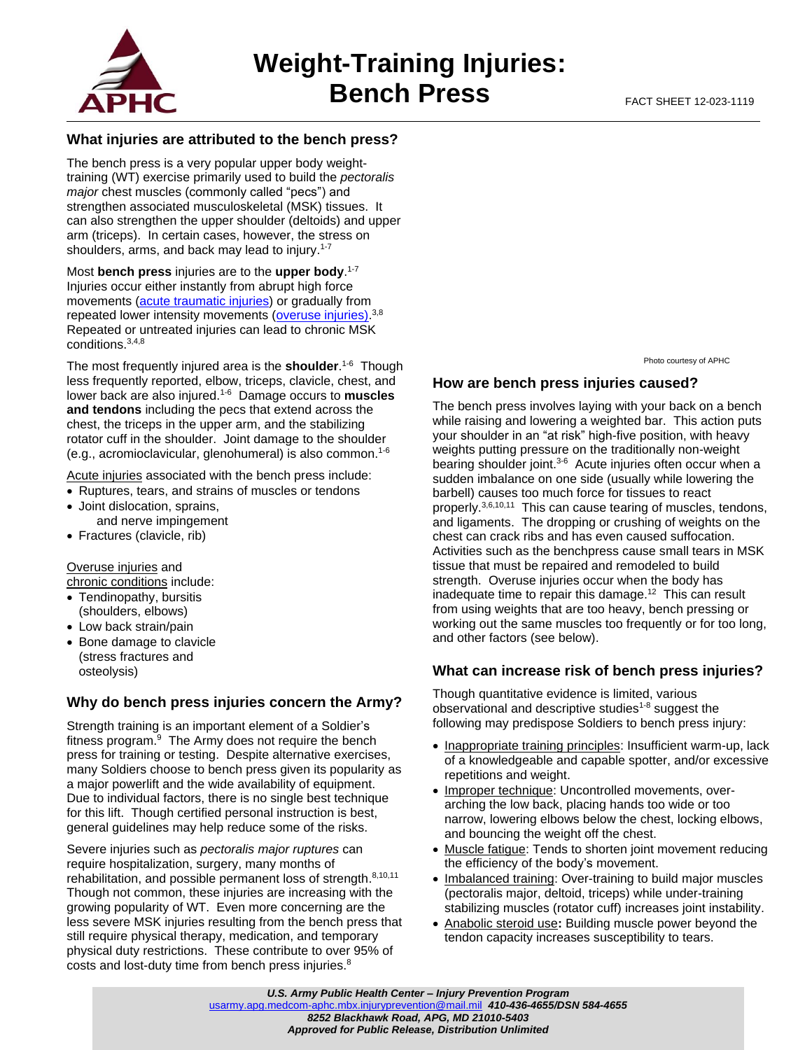# Weight-Training Injuries: Bench Press

FACT SHEET 12-023-1119

## What injuries are attributed to the bench press?

The bench press is a very popular upper body weight-training (WT) exercise primarily used to build the *pectoralis major* chest muscles (commonly called "pecs") and strengthen associated musculoskeletal (MSK) tissues. It can also strengthen the upper shoulder (deltoids) and upper arm (triceps). In certain cases, however, the stress on shoulders, arms, and back may lead to injury.[1-7]

Most **bench press** injuries are to the **upper body**.[1-7] Injuries occur either instantly from abrupt high force movements (acute traumatic injuries) or gradually from repeated lower intensity movements (overuse injuries).[3,8] Repeated or untreated injuries can lead to chronic MSK conditions.[3,4,8]

The most frequently injured area is the **shoulder**.[1-6] Though less frequently reported, elbow, triceps, clavicle, chest, and lower back are also injured.[1-6] Damage occurs to **muscles and tendons** including the pecs that extend across the chest, the triceps in the upper arm, and the stabilizing rotator cuff in the shoulder. Joint damage to the shoulder (e.g., acromioclavicular, glenohumeral) is also common.[1-6]

Acute injuries associated with the bench press include:

- Ruptures, tears, and strains of muscles or tendons
- Joint dislocation, sprains, and nerve impingement
- Fractures (clavicle, rib)

Overuse injuries and chronic conditions include:

- Tendinopathy, bursitis (shoulders, elbows)
- Low back strain/pain
- Bone damage to clavicle (stress fractures and osteolysis)

## Why do bench press injuries concern the Army?

Strength training is an important element of a Soldier's fitness program.[9] The Army does not require the bench press for training or testing. Despite alternative exercises, many Soldiers choose to bench press given its popularity as a major powerlift and the wide availability of equipment. Due to individual factors, there is no single best technique for this lift. Though certified personal instruction is best, general guidelines may help reduce some of the risks.

Severe injuries such as *pectoralis major ruptures* can require hospitalization, surgery, many months of rehabilitation, and possible permanent loss of strength.[8,10,11] Though not common, these injuries are increasing with the growing popularity of WT. Even more concerning are the less severe MSK injuries resulting from the bench press that still require physical therapy, medication, and temporary physical duty restrictions. These contribute to over 95% of costs and lost-duty time from bench press injuries.[8]

Photo courtesy of APHC

## How are bench press injuries caused?

The bench press involves laying with your back on a bench while raising and lowering a weighted bar. This action puts your shoulder in an "at risk" high-five position, with heavy weights putting pressure on the traditionally non-weight bearing shoulder joint.[3-6] Acute injuries often occur when a sudden imbalance on one side (usually while lowering the barbell) causes too much force for tissues to react properly.[3,6,10,11] This can cause tearing of muscles, tendons, and ligaments. The dropping or crushing of weights on the chest can crack ribs and has even caused suffocation. Activities such as the benchpress cause small tears in MSK tissue that must be repaired and remodeled to build strength. Overuse injuries occur when the body has inadequate time to repair this damage.[12] This can result from using weights that are too heavy, bench pressing or working out the same muscles too frequently or for too long, and other factors (see below).

## What can increase risk of bench press injuries?

Though quantitative evidence is limited, various observational and descriptive studies[1-8] suggest the following may predispose Soldiers to bench press injury:

- Inappropriate training principles: Insufficient warm-up, lack of a knowledgeable and capable spotter, and/or excessive repetitions and weight.
- Improper technique: Uncontrolled movements, over-arching the low back, placing hands too wide or too narrow, lowering elbows below the chest, locking elbows, and bouncing the weight off the chest.
- Muscle fatigue: Tends to shorten joint movement reducing the efficiency of the body's movement.
- Imbalanced training: Over-training to build major muscles (pectoralis major, deltoid, triceps) while under-training stabilizing muscles (rotator cuff) increases joint instability.
- Anabolic steroid use**:** Building muscle power beyond the tendon capacity increases susceptibility to tears.

***U.S. Army Public Health Center – Injury Prevention Program***
usarmy.apg.medcom-aphc.mbx.injuryprevention@mail.mil ***410-436-4655/DSN 584-4655***
***8252 Blackhawk Road, APG, MD 21010-5403***
***Approved for Public Release, Distribution Unlimited***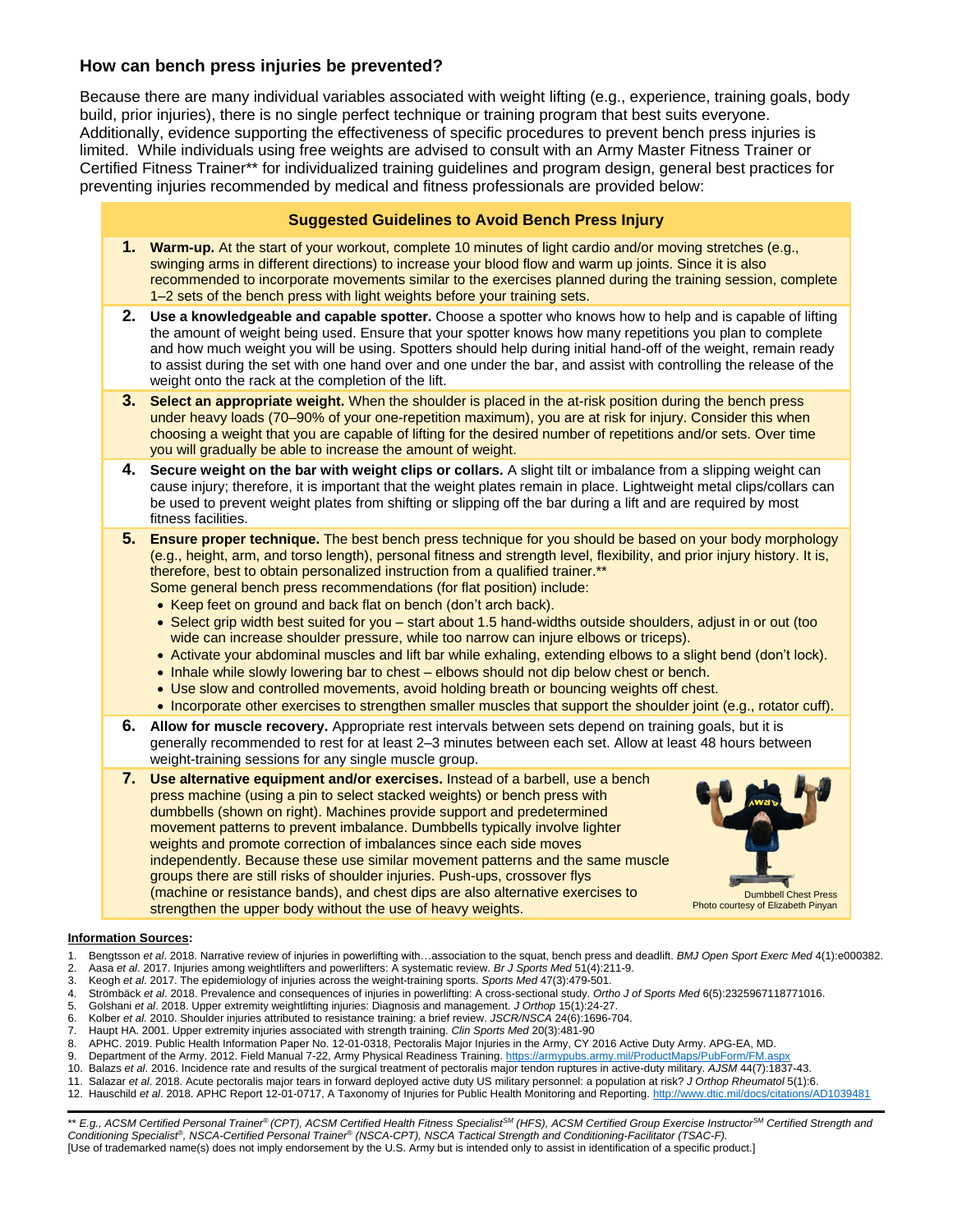## How can bench press injuries be prevented?

Because there are many individual variables associated with weight lifting (e.g., experience, training goals, body build, prior injuries), there is no single perfect technique or training program that best suits everyone. Additionally, evidence supporting the effectiveness of specific procedures to prevent bench press injuries is limited. While individuals using free weights are advised to consult with an Army Master Fitness Trainer or Certified Fitness Trainer** for individualized training guidelines and program design, general best practices for preventing injuries recommended by medical and fitness professionals are provided below:

### Suggested Guidelines to Avoid Bench Press Injury

1. **Warm-up.** At the start of your workout, complete 10 minutes of light cardio and/or moving stretches (e.g., swinging arms in different directions) to increase your blood flow and warm up joints. Since it is also recommended to incorporate movements similar to the exercises planned during the training session, complete 1–2 sets of the bench press with light weights before your training sets.
2. **Use a knowledgeable and capable spotter.** Choose a spotter who knows how to help and is capable of lifting the amount of weight being used. Ensure that your spotter knows how many repetitions you plan to complete and how much weight you will be using. Spotters should help during initial hand-off of the weight, remain ready to assist during the set with one hand over and one under the bar, and assist with controlling the release of the weight onto the rack at the completion of the lift.
3. **Select an appropriate weight.** When the shoulder is placed in the at-risk position during the bench press under heavy loads (70–90% of your one-repetition maximum), you are at risk for injury. Consider this when choosing a weight that you are capable of lifting for the desired number of repetitions and/or sets. Over time you will gradually be able to increase the amount of weight.
4. **Secure weight on the bar with weight clips or collars.** A slight tilt or imbalance from a slipping weight can cause injury; therefore, it is important that the weight plates remain in place. Lightweight metal clips/collars can be used to prevent weight plates from shifting or slipping off the bar during a lift and are required by most fitness facilities.
5. **Ensure proper technique.** The best bench press technique for you should be based on your body morphology (e.g., height, arm, and torso length), personal fitness and strength level, flexibility, and prior injury history. It is, therefore, best to obtain personalized instruction from a qualified trainer.**
   Some general bench press recommendations (for flat position) include:
   - Keep feet on ground and back flat on bench (don't arch back).
   - Select grip width best suited for you – start about 1.5 hand-widths outside shoulders, adjust in or out (too wide can increase shoulder pressure, while too narrow can injure elbows or triceps).
   - Activate your abdominal muscles and lift bar while exhaling, extending elbows to a slight bend (don't lock).
   - Inhale while slowly lowering bar to chest – elbows should not dip below chest or bench.
   - Use slow and controlled movements, avoid holding breath or bouncing weights off chest.
   - Incorporate other exercises to strengthen smaller muscles that support the shoulder joint (e.g., rotator cuff).
6. **Allow for muscle recovery.** Appropriate rest intervals between sets depend on training goals, but it is generally recommended to rest for at least 2–3 minutes between each set. Allow at least 48 hours between weight-training sessions for any single muscle group.
7. **Use alternative equipment and/or exercises.** Instead of a barbell, use a bench press machine (using a pin to select stacked weights) or bench press with dumbbells (shown on right). Machines provide support and predetermined movement patterns to prevent imbalance. Dumbbells typically involve lighter weights and promote correction of imbalances since each side moves independently. Because these use similar movement patterns and the same muscle groups there are still risks of shoulder injuries. Push-ups, crossover flys (machine or resistance bands), and chest dips are also alternative exercises to strengthen the upper body without the use of heavy weights.

Dumbbell Chest Press
Photo courtesy of Elizabeth Pinyan

**Information Sources:**

1. Bengtsson *et al*. 2018. Narrative review of injuries in powerlifting with…association to the squat, bench press and deadlift. *BMJ Open Sport Exerc Med* 4(1):e000382.
2. Aasa *et al*. 2017. Injuries among weightlifters and powerlifters: A systematic review. *Br J Sports Med* 51(4):211-9.
3. Keogh *et al*. 2017. The epidemiology of injuries across the weight-training sports. *Sports Med* 47(3):479-501.
4. Strömbäck *et al*. 2018. Prevalence and consequences of injuries in powerlifting: A cross-sectional study. *Ortho J of Sports Med* 6(5):2325967118771016.
5. Golshani *et al*. 2018. Upper extremity weightlifting injuries: Diagnosis and management. *J Orthop* 15(1):24-27.
6. Kolber *et al*. 2010. Shoulder injuries attributed to resistance training: a brief review. *JSCR/NSCA* 24(6):1696-704.
7. Haupt HA. 2001. Upper extremity injuries associated with strength training. *Clin Sports Med* 20(3):481-90
8. APHC. 2019. Public Health Information Paper No. 12-01-0318, Pectoralis Major Injuries in the Army, CY 2016 Active Duty Army. APG-EA, MD.
9. Department of the Army. 2012. Field Manual 7-22, Army Physical Readiness Training. https://armypubs.army.mil/ProductMaps/PubForm/FM.aspx
10. Balazs *et al*. 2016. Incidence rate and results of the surgical treatment of pectoralis major tendon ruptures in active-duty military. *AJSM* 44(7):1837-43.
11. Salazar *et al*. 2018. Acute pectoralis major tears in forward deployed active duty US military personnel: a population at risk? *J Orthop Rheumatol* 5(1):6.
12. Hauschild *et al*. 2018. APHC Report 12-01-0717, A Taxonomy of Injuries for Public Health Monitoring and Reporting. http://www.dtic.mil/docs/citations/AD1039481

*** E.g., ACSM Certified Personal Trainer® (CPT), ACSM Certified Health Fitness Specialist℠ (HFS), ACSM Certified Group Exercise Instructor℠ Certified Strength and Conditioning Specialist®, NSCA-Certified Personal Trainer® (NSCA-CPT), NSCA Tactical Strength and Conditioning-Facilitator (TSAC-F).*

[Use of trademarked name(s) does not imply endorsement by the U.S. Army but is intended only to assist in identification of a specific product.]